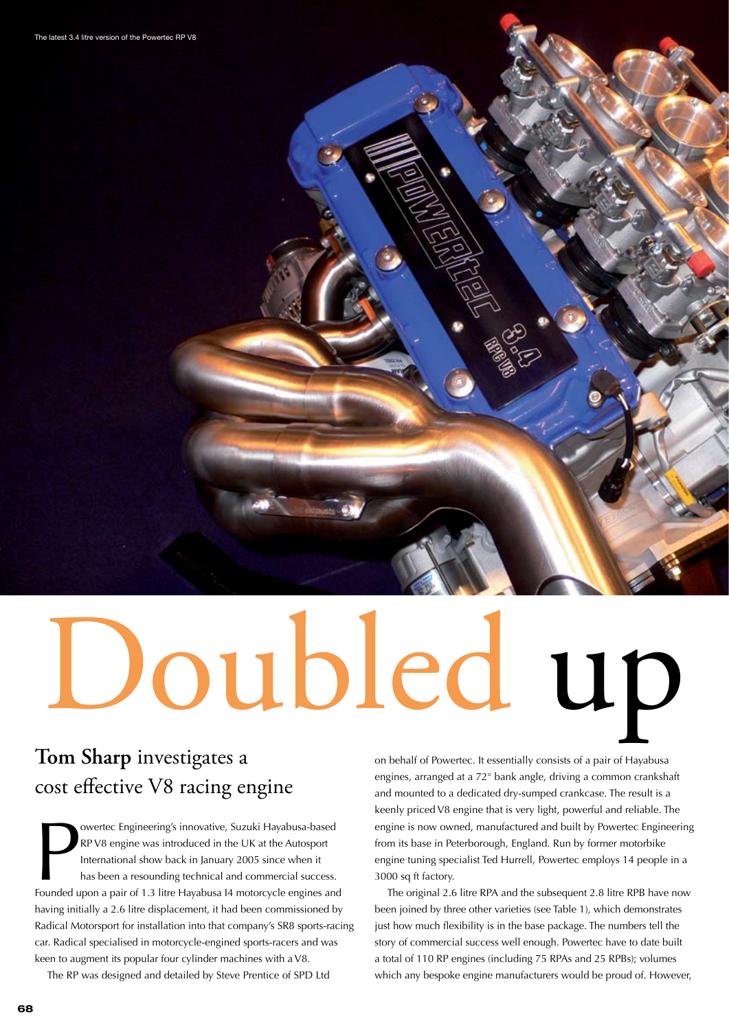The latest 3.4 litre version of the Powertec RP V8

# Doubled up

## Tom Sharp investigates a cost effective V8 racing engine

Powertec Engineering's innovative, Suzuki Hayabusa-based RP V8 engine was introduced in the UK at the Autosport International show back in January 2005 since when it has been a resounding technical and commercial success. Founded upon a pair of 1.3 litre Hayabusa I4 motorcycle engines and having initially a 2.6 litre displacement, it had been commissioned by Radical Motorsport for installation into that company's SR8 sports-racing car. Radical specialised in motorcycle-engined sports-racers and was keen to augment its popular four cylinder machines with a V8.

The RP was designed and detailed by Steve Prentice of SPD Ltd on behalf of Powertec. It essentially consists of a pair of Hayabusa engines, arranged at a 72° bank angle, driving a common crankshaft and mounted to a dedicated dry-sumped crankcase. The result is a keenly priced V8 engine that is very light, powerful and reliable. The engine is now owned, manufactured and built by Powertec Engineering from its base in Peterborough, England. Run by former motorbike engine tuning specialist Ted Hurrell, Powertec employs 14 people in a 3000 sq ft factory.

The original 2.6 litre RPA and the subsequent 2.8 litre RPB have now been joined by three other varieties (see Table 1), which demonstrates just how much flexibility is in the base package. The numbers tell the story of commercial success well enough. Powertec have to date built a total of 110 RP engines (including 75 RPAs and 25 RPBs); volumes which any bespoke engine manufacturers would be proud of. However,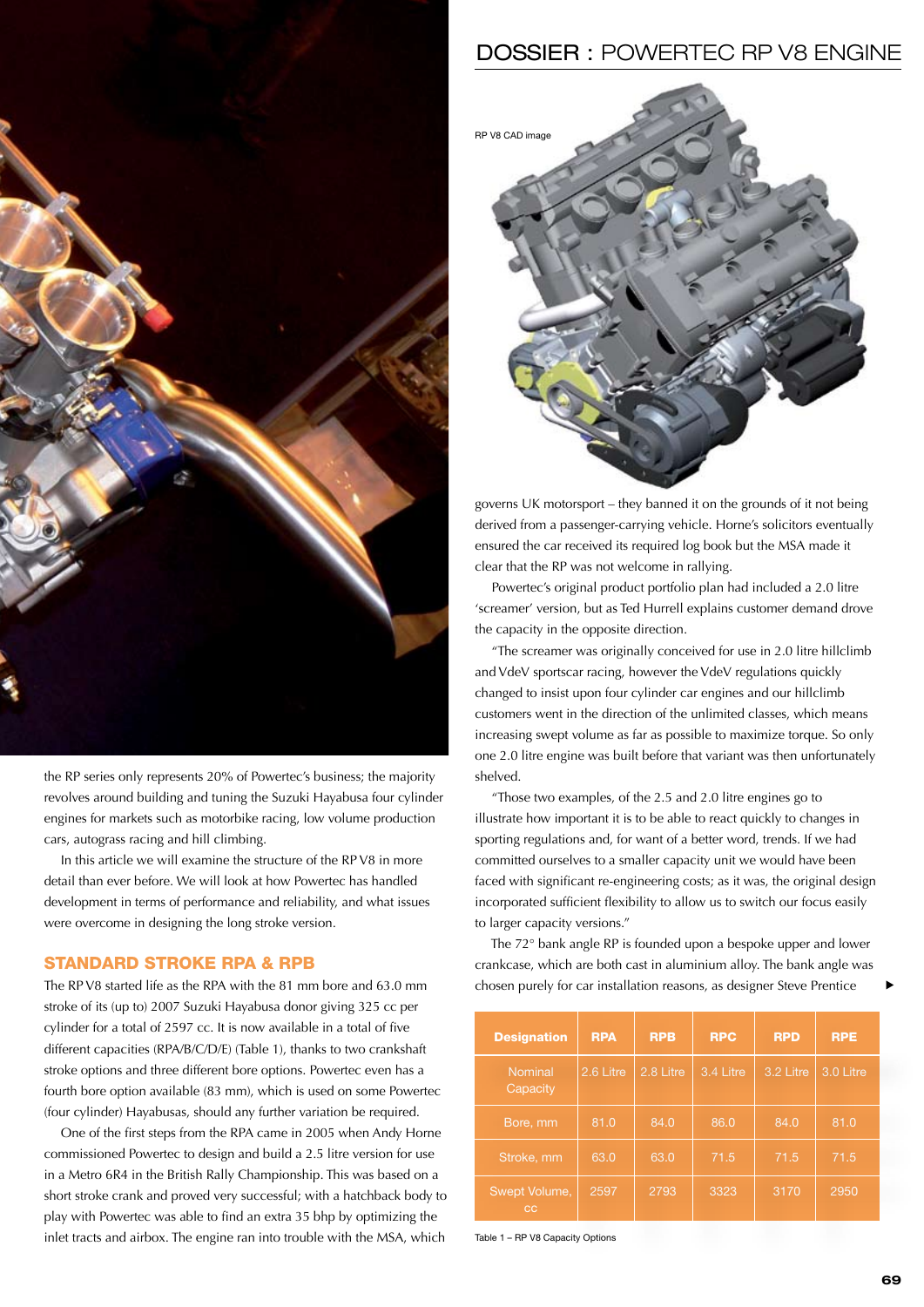# DOSSIER : POWERTEC RP V8 ENGINE

RP V8 CAD image

the RP series only represents 20% of Powertec's business; the majority revolves around building and tuning the Suzuki Hayabusa four cylinder engines for markets such as motorbike racing, low volume production cars, autograss racing and hill climbing.

In this article we will examine the structure of the RP V8 in more detail than ever before. We will look at how Powertec has handled development in terms of performance and reliability, and what issues were overcome in designing the long stroke version.

## STANDARD STROKE RPA & RPB

The RP V8 started life as the RPA with the 81 mm bore and 63.0 mm stroke of its (up to) 2007 Suzuki Hayabusa donor giving 325 cc per cylinder for a total of 2597 cc. It is now available in a total of five different capacities (RPA/B/C/D/E) (Table 1), thanks to two crankshaft stroke options and three different bore options. Powertec even has a fourth bore option available (83 mm), which is used on some Powertec (four cylinder) Hayabusas, should any further variation be required.

One of the first steps from the RPA came in 2005 when Andy Horne commissioned Powertec to design and build a 2.5 litre version for use in a Metro 6R4 in the British Rally Championship. This was based on a short stroke crank and proved very successful; with a hatchback body to play with Powertec was able to find an extra 35 bhp by optimizing the inlet tracts and airbox. The engine ran into trouble with the MSA, which governs UK motorsport – they banned it on the grounds of it not being derived from a passenger-carrying vehicle. Horne's solicitors eventually ensured the car received its required log book but the MSA made it clear that the RP was not welcome in rallying.

Powertec's original product portfolio plan had included a 2.0 litre 'screamer' version, but as Ted Hurrell explains customer demand drove the capacity in the opposite direction.

"The screamer was originally conceived for use in 2.0 litre hillclimb and VdeV sportscar racing, however the VdeV regulations quickly changed to insist upon four cylinder car engines and our hillclimb customers went in the direction of the unlimited classes, which means increasing swept volume as far as possible to maximize torque. So only one 2.0 litre engine was built before that variant was then unfortunately shelved.

"Those two examples, of the 2.5 and 2.0 litre engines go to illustrate how important it is to be able to react quickly to changes in sporting regulations and, for want of a better word, trends. If we had committed ourselves to a smaller capacity unit we would have been faced with significant re-engineering costs; as it was, the original design incorporated sufficient flexibility to allow us to switch our focus easily to larger capacity versions."

The 72° bank angle RP is founded upon a bespoke upper and lower crankcase, which are both cast in aluminium alloy. The bank angle was chosen purely for car installation reasons, as designer Steve Prentice ▶

| Designation | RPA | RPB | RPC | RPD | RPE |
|---|---|---|---|---|---|
| Nominal Capacity | 2.6 Litre | 2.8 Litre | 3.4 Litre | 3.2 Litre | 3.0 Litre |
| Bore, mm | 81.0 | 84.0 | 86.0 | 84.0 | 81.0 |
| Stroke, mm | 63.0 | 63.0 | 71.5 | 71.5 | 71.5 |
| Swept Volume, cc | 2597 | 2793 | 3323 | 3170 | 2950 |

Table 1 – RP V8 Capacity Options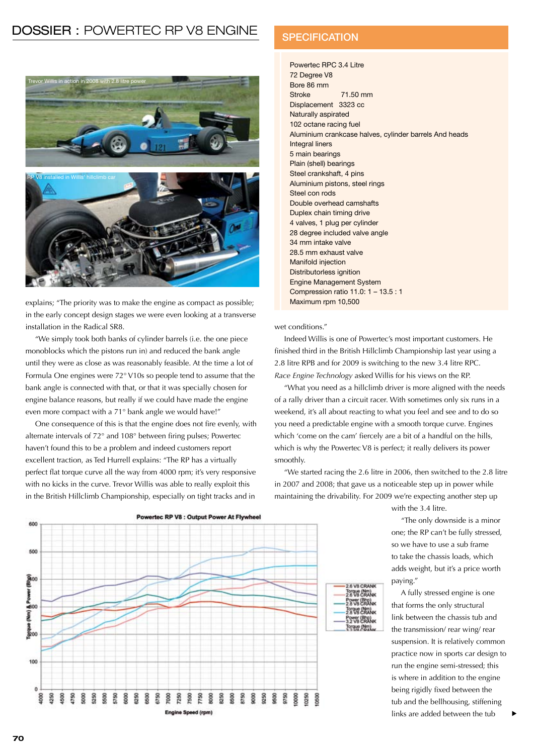# DOSSIER : POWERTEC RP V8 ENGINE

Trevor Willis in action in 2008 with 2.8 litre power

RP V8 installed in Willis' hillclimb car

explains; "The priority was to make the engine as compact as possible; in the early concept design stages we were even looking at a transverse installation in the Radical SR8.

"We simply took both banks of cylinder barrels (i.e. the one piece monoblocks which the pistons run in) and reduced the bank angle until they were as close as was reasonably feasible. At the time a lot of Formula One engines were 72° V10s so people tend to assume that the bank angle is connected with that, or that it was specially chosen for engine balance reasons, but really if we could have made the engine even more compact with a 71° bank angle we would have!"

One consequence of this is that the engine does not fire evenly, with alternate intervals of 72° and 108° between firing pulses; Powertec haven't found this to be a problem and indeed customers report excellent traction, as Ted Hurrell explains: "The RP has a virtually perfect flat torque curve all the way from 4000 rpm; it's very responsive with no kicks in the curve. Trevor Willis was able to really exploit this in the British Hillclimb Championship, especially on tight tracks and in wet conditions."

## SPECIFICATION

Powertec RPC 3.4 Litre
72 Degree V8
Bore 86 mm
Stroke 71.50 mm
Displacement 3323 cc
Naturally aspirated
102 octane racing fuel
Aluminium crankcase halves, cylinder barrels And heads
Integral liners
5 main bearings
Plain (shell) bearings
Steel crankshaft, 4 pins
Aluminium pistons, steel rings
Steel con rods
Double overhead camshafts
Duplex chain timing drive
4 valves, 1 plug per cylinder
28 degree included valve angle
34 mm intake valve
28.5 mm exhaust valve
Manifold injection
Distributorless ignition
Engine Management System
Compression ratio 11.0: 1 – 13.5 : 1
Maximum rpm 10,500

Indeed Willis is one of Powertec's most important customers. He finished third in the British Hillclimb Championship last year using a 2.8 litre RPB and for 2009 is switching to the new 3.4 litre RPC. *Race Engine Technology* asked Willis for his views on the RP.

"What you need as a hillclimb driver is more aligned with the needs of a rally driver than a circuit racer. With sometimes only six runs in a weekend, it's all about reacting to what you feel and see and to do so you need a predictable engine with a smooth torque curve. Engines which 'come on the cam' fiercely are a bit of a handful on the hills, which is why the Powertec V8 is perfect; it really delivers its power smoothly.

"We started racing the 2.6 litre in 2006, then switched to the 2.8 litre in 2007 and 2008; that gave us a noticeable step up in power while maintaining the drivability. For 2009 we're expecting another step up with the 3.4 litre.

"The only downside is a minor one; the RP can't be fully stressed, so we have to use a sub frame to take the chassis loads, which adds weight, but it's a price worth paying."

A fully stressed engine is one that forms the only structural link between the chassis tub and the transmission/ rear wing/ rear suspension. It is relatively common practice now in sports car design to run the engine semi-stressed; this is where in addition to the engine being rigidly fixed between the tub and the bellhousing, stiffening links are added between the tub

**Powertec RP V8 : Output Power At Flywheel**

(Chart: Torque (Nm) & Power (Bhp) vs Engine Speed (rpm), 4000–10500 rpm. Legend: 2.6 V8 CRANK Torque (Nm); 2.6 V8 CRANK Power (Bhp); 2.8 V8 CRANK Torque (Nm); 2.8 V8 CRANK Power (Bhp); 3.2 V8 CRANK Torque (Nm); 3.2 V8 CRANK Power (Bhp))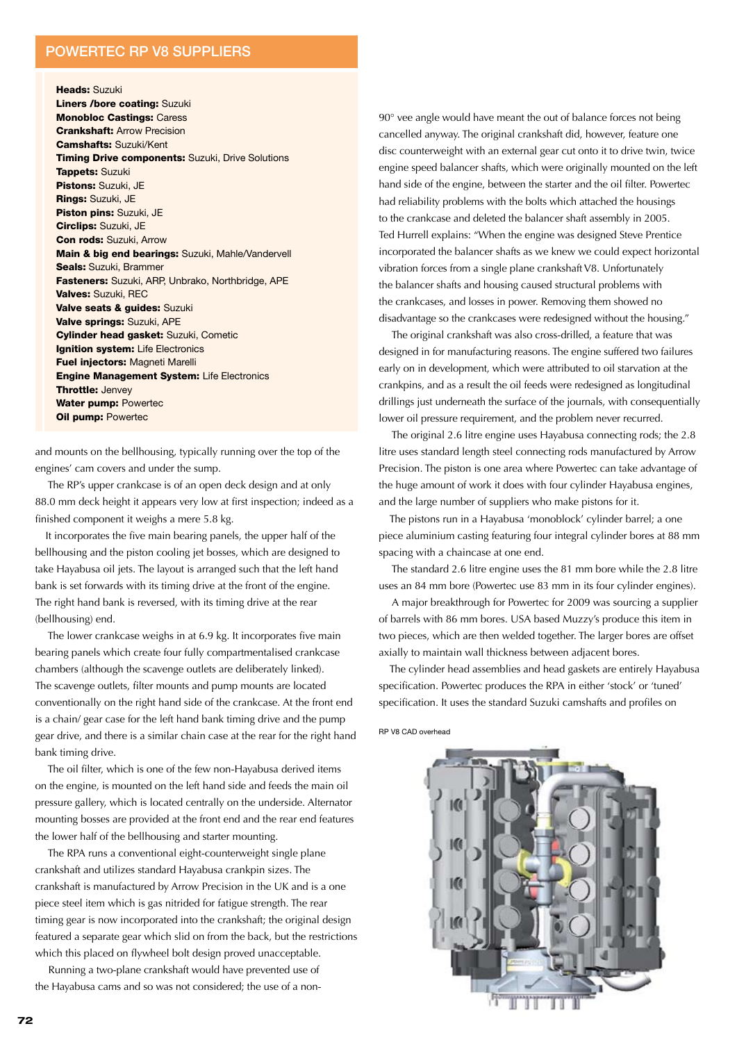## POWERTEC RP V8 SUPPLIERS

**Heads:** Suzuki
**Liners /bore coating:** Suzuki
**Monobloc Castings:** Caress
**Crankshaft:** Arrow Precision
**Camshafts:** Suzuki/Kent
**Timing Drive components:** Suzuki, Drive Solutions
**Tappets:** Suzuki
**Pistons:** Suzuki, JE
**Rings:** Suzuki, JE
**Piston pins:** Suzuki, JE
**Circlips:** Suzuki, JE
**Con rods:** Suzuki, Arrow
**Main & big end bearings:** Suzuki, Mahle/Vandervell
**Seals:** Suzuki, Brammer
**Fasteners:** Suzuki, ARP, Unbrako, Northbridge, APE
**Valves:** Suzuki, REC
**Valve seats & guides:** Suzuki
**Valve springs:** Suzuki, APE
**Cylinder head gasket:** Suzuki, Cometic
**Ignition system:** Life Electronics
**Fuel injectors:** Magneti Marelli
**Engine Management System:** Life Electronics
**Throttle:** Jenvey
**Water pump:** Powertec
**Oil pump:** Powertec

and mounts on the bellhousing, typically running over the top of the engines' cam covers and under the sump.

The RP's upper crankcase is of an open deck design and at only 88.0 mm deck height it appears very low at first inspection; indeed as a finished component it weighs a mere 5.8 kg.

It incorporates the five main bearing panels, the upper half of the bellhousing and the piston cooling jet bosses, which are designed to take Hayabusa oil jets. The layout is arranged such that the left hand bank is set forwards with its timing drive at the front of the engine. The right hand bank is reversed, with its timing drive at the rear (bellhousing) end.

The lower crankcase weighs in at 6.9 kg. It incorporates five main bearing panels which create four fully compartmentalised crankcase chambers (although the scavenge outlets are deliberately linked). The scavenge outlets, filter mounts and pump mounts are located conventionally on the right hand side of the crankcase. At the front end is a chain/ gear case for the left hand bank timing drive and the pump gear drive, and there is a similar chain case at the rear for the right hand bank timing drive.

The oil filter, which is one of the few non-Hayabusa derived items on the engine, is mounted on the left hand side and feeds the main oil pressure gallery, which is located centrally on the underside. Alternator mounting bosses are provided at the front end and the rear end features the lower half of the bellhousing and starter mounting.

The RPA runs a conventional eight-counterweight single plane crankshaft and utilizes standard Hayabusa crankpin sizes. The crankshaft is manufactured by Arrow Precision in the UK and is a one piece steel item which is gas nitrided for fatigue strength. The rear timing gear is now incorporated into the crankshaft; the original design featured a separate gear which slid on from the back, but the restrictions which this placed on flywheel bolt design proved unacceptable.

Running a two-plane crankshaft would have prevented use of the Hayabusa cams and so was not considered; the use of a non-90° vee angle would have meant the out of balance forces not being cancelled anyway. The original crankshaft did, however, feature one disc counterweight with an external gear cut onto it to drive twin, twice engine speed balancer shafts, which were originally mounted on the left hand side of the engine, between the starter and the oil filter. Powertec had reliability problems with the bolts which attached the housings to the crankcase and deleted the balancer shaft assembly in 2005. Ted Hurrell explains: "When the engine was designed Steve Prentice incorporated the balancer shafts as we knew we could expect horizontal vibration forces from a single plane crankshaft V8. Unfortunately the balancer shafts and housing caused structural problems with the crankcases, and losses in power. Removing them showed no disadvantage so the crankcases were redesigned without the housing."

The original crankshaft was also cross-drilled, a feature that was designed in for manufacturing reasons. The engine suffered two failures early on in development, which were attributed to oil starvation at the crankpins, and as a result the oil feeds were redesigned as longitudinal drillings just underneath the surface of the journals, with consequentially lower oil pressure requirement, and the problem never recurred.

The original 2.6 litre engine uses Hayabusa connecting rods; the 2.8 litre uses standard length steel connecting rods manufactured by Arrow Precision. The piston is one area where Powertec can take advantage of the huge amount of work it does with four cylinder Hayabusa engines, and the large number of suppliers who make pistons for it.

The pistons run in a Hayabusa 'monoblock' cylinder barrel; a one piece aluminium casting featuring four integral cylinder bores at 88 mm spacing with a chaincase at one end.

The standard 2.6 litre engine uses the 81 mm bore while the 2.8 litre uses an 84 mm bore (Powertec use 83 mm in its four cylinder engines).

A major breakthrough for Powertec for 2009 was sourcing a supplier of barrels with 86 mm bores. USA based Muzzy's produce this item in two pieces, which are then welded together. The larger bores are offset axially to maintain wall thickness between adjacent bores.

The cylinder head assemblies and head gaskets are entirely Hayabusa specification. Powertec produces the RPA in either 'stock' or 'tuned' specification. It uses the standard Suzuki camshafts and profiles on

RP V8 CAD overhead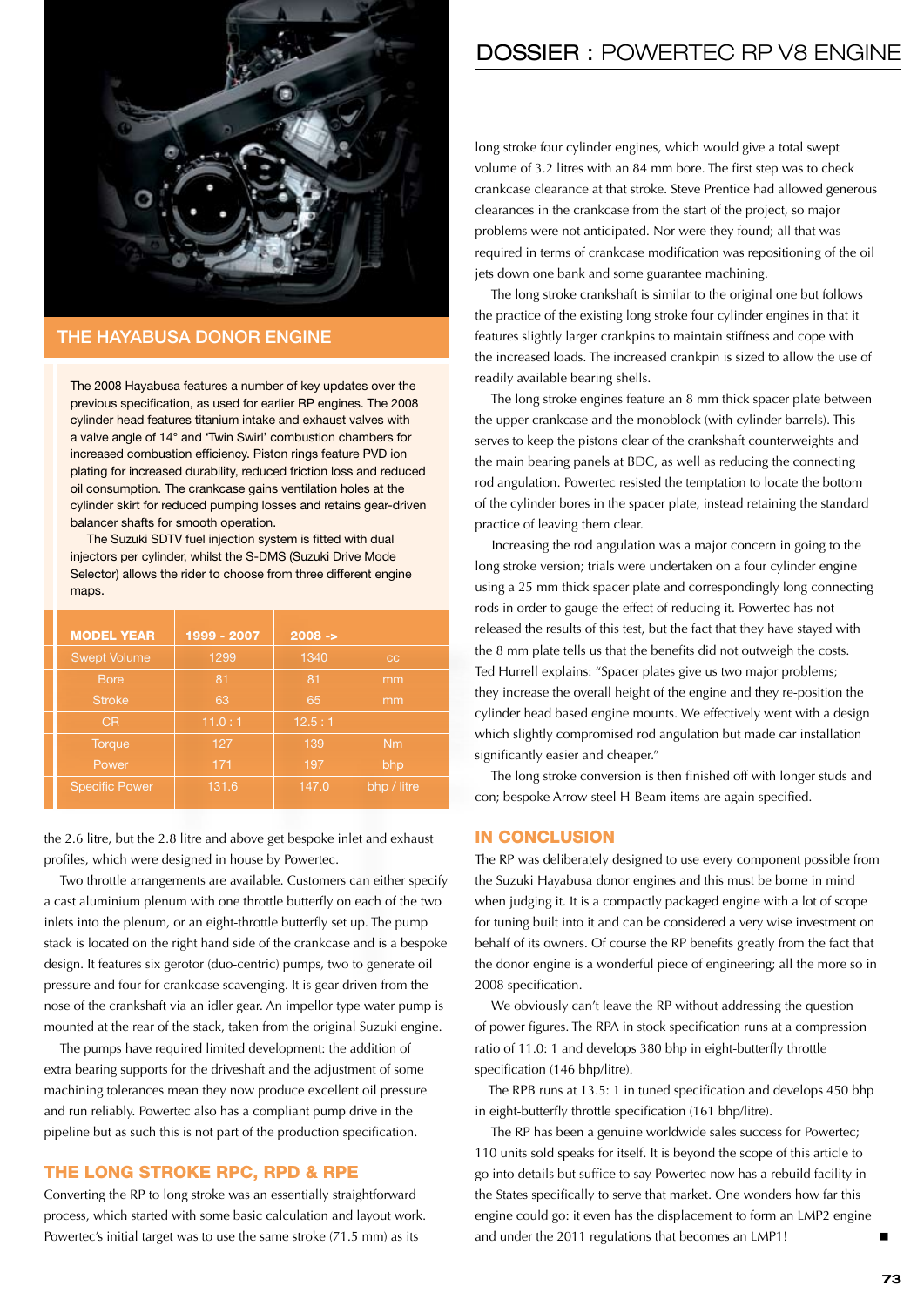## THE HAYABUSA DONOR ENGINE

The 2008 Hayabusa features a number of key updates over the previous specification, as used for earlier RP engines. The 2008 cylinder head features titanium intake and exhaust valves with a valve angle of 14° and 'Twin Swirl' combustion chambers for increased combustion efficiency. Piston rings feature PVD ion plating for increased durability, reduced friction loss and reduced oil consumption. The crankcase gains ventilation holes at the cylinder skirt for reduced pumping losses and retains gear-driven balancer shafts for smooth operation.

The Suzuki SDTV fuel injection system is fitted with dual injectors per cylinder, whilst the S-DMS (Suzuki Drive Mode Selector) allows the rider to choose from three different engine maps.

| MODEL YEAR | 1999 - 2007 | 2008 -> | |
|---|---|---|---|
| Swept Volume | 1299 | 1340 | cc |
| Bore | 81 | 81 | mm |
| Stroke | 63 | 65 | mm |
| CR | 11.0 : 1 | 12.5 : 1 | |
| Torque | 127 | 139 | Nm |
| Power | 171 | 197 | bhp |
| Specific Power | 131.6 | 147.0 | bhp / litre |

the 2.6 litre, but the 2.8 litre and above get bespoke inlet and exhaust profiles, which were designed in house by Powertec.

Two throttle arrangements are available. Customers can either specify a cast aluminium plenum with one throttle butterfly on each of the two inlets into the plenum, or an eight-throttle butterfly set up. The pump stack is located on the right hand side of the crankcase and is a bespoke design. It features six gerotor (duo-centric) pumps, two to generate oil pressure and four for crankcase scavenging. It is gear driven from the nose of the crankshaft via an idler gear. An impellor type water pump is mounted at the rear of the stack, taken from the original Suzuki engine.

The pumps have required limited development: the addition of extra bearing supports for the driveshaft and the adjustment of some machining tolerances mean they now produce excellent oil pressure and run reliably. Powertec also has a compliant pump drive in the pipeline but as such this is not part of the production specification.

## THE LONG STROKE RPC, RPD & RPE

Converting the RP to long stroke was an essentially straightforward process, which started with some basic calculation and layout work. Powertec's initial target was to use the same stroke (71.5 mm) as its long stroke four cylinder engines, which would give a total swept volume of 3.2 litres with an 84 mm bore. The first step was to check crankcase clearance at that stroke. Steve Prentice had allowed generous clearances in the crankcase from the start of the project, so major problems were not anticipated. Nor were they found; all that was required in terms of crankcase modification was repositioning of the oil jets down one bank and some guarantee machining.

The long stroke crankshaft is similar to the original one but follows the practice of the existing long stroke four cylinder engines in that it features slightly larger crankpins to maintain stiffness and cope with the increased loads. The increased crankpin is sized to allow the use of readily available bearing shells.

The long stroke engines feature an 8 mm thick spacer plate between the upper crankcase and the monoblock (with cylinder barrels). This serves to keep the pistons clear of the crankshaft counterweights and the main bearing panels at BDC, as well as reducing the connecting rod angulation. Powertec resisted the temptation to locate the bottom of the cylinder bores in the spacer plate, instead retaining the standard practice of leaving them clear.

Increasing the rod angulation was a major concern in going to the long stroke version; trials were undertaken on a four cylinder engine using a 25 mm thick spacer plate and correspondingly long connecting rods in order to gauge the effect of reducing it. Powertec has not released the results of this test, but the fact that they have stayed with the 8 mm plate tells us that the benefits did not outweigh the costs. Ted Hurrell explains: "Spacer plates give us two major problems; they increase the overall height of the engine and they re-position the cylinder head based engine mounts. We effectively went with a design which slightly compromised rod angulation but made car installation significantly easier and cheaper."

The long stroke conversion is then finished off with longer studs and con; bespoke Arrow steel H-Beam items are again specified.

## IN CONCLUSION

The RP was deliberately designed to use every component possible from the Suzuki Hayabusa donor engines and this must be borne in mind when judging it. It is a compactly packaged engine with a lot of scope for tuning built into it and can be considered a very wise investment on behalf of its owners. Of course the RP benefits greatly from the fact that the donor engine is a wonderful piece of engineering; all the more so in 2008 specification.

We obviously can't leave the RP without addressing the question of power figures. The RPA in stock specification runs at a compression ratio of 11.0: 1 and develops 380 bhp in eight-butterfly throttle specification (146 bhp/litre).

The RPB runs at 13.5: 1 in tuned specification and develops 450 bhp in eight-butterfly throttle specification (161 bhp/litre).

The RP has been a genuine worldwide sales success for Powertec; 110 units sold speaks for itself. It is beyond the scope of this article to go into details but suffice to say Powertec now has a rebuild facility in the States specifically to serve that market. One wonders how far this engine could go: it even has the displacement to form an LMP2 engine and under the 2011 regulations that becomes an LMP1! ■